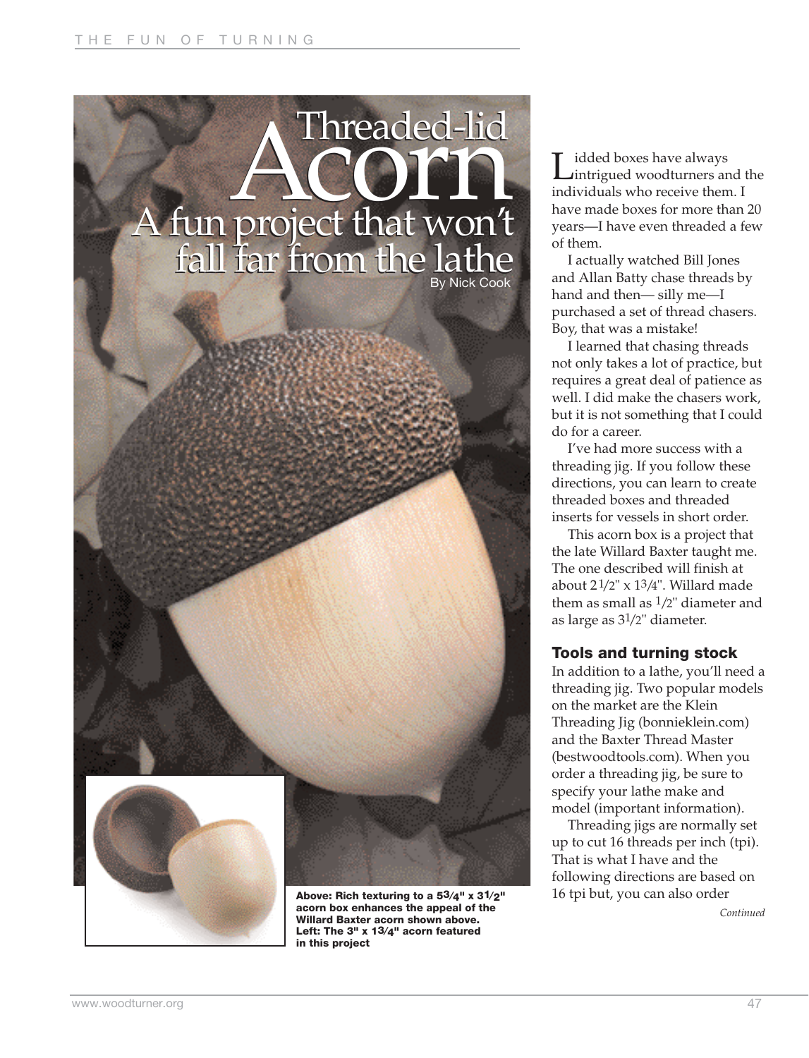# Threaded-lid Acorn

## A fun project that won't fall far from the lathe

By Nick Cook

Above: Rich texturing to a 5 3/4" x 3 1/2" acorn box enhances the appeal of the Willard Baxter acorn shown above. Left: The 3" x 1 3/4" acorn featured in this project

Lidded boxes have always intrigued woodturners and the individuals who receive them. I have made boxes for more than 20 years—I have even threaded a few of them.

I actually watched Bill Jones and Allan Batty chase threads by hand and then— silly me—I purchased a set of thread chasers. Boy, that was a mistake!

I learned that chasing threads not only takes a lot of practice, but requires a great deal of patience as well. I did make the chasers work, but it is not something that I could do for a career.

I've had more success with a threading jig. If you follow these directions, you can learn to create threaded boxes and threaded inserts for vessels in short order.

This acorn box is a project that the late Willard Baxter taught me. The one described will finish at about 2 1/2" x 1 3/4". Willard made them as small as 1/2" diameter and as large as 3 1/2" diameter.

### Tools and turning stock

In addition to a lathe, you'll need a threading jig. Two popular models on the market are the Klein Threading Jig (bonnieklein.com) and the Baxter Thread Master (bestwoodtools.com). When you order a threading jig, be sure to specify your lathe make and model (important information).

Threading jigs are normally set up to cut 16 threads per inch (tpi). That is what I have and the following directions are based on 16 tpi but, you can also order

*Continued*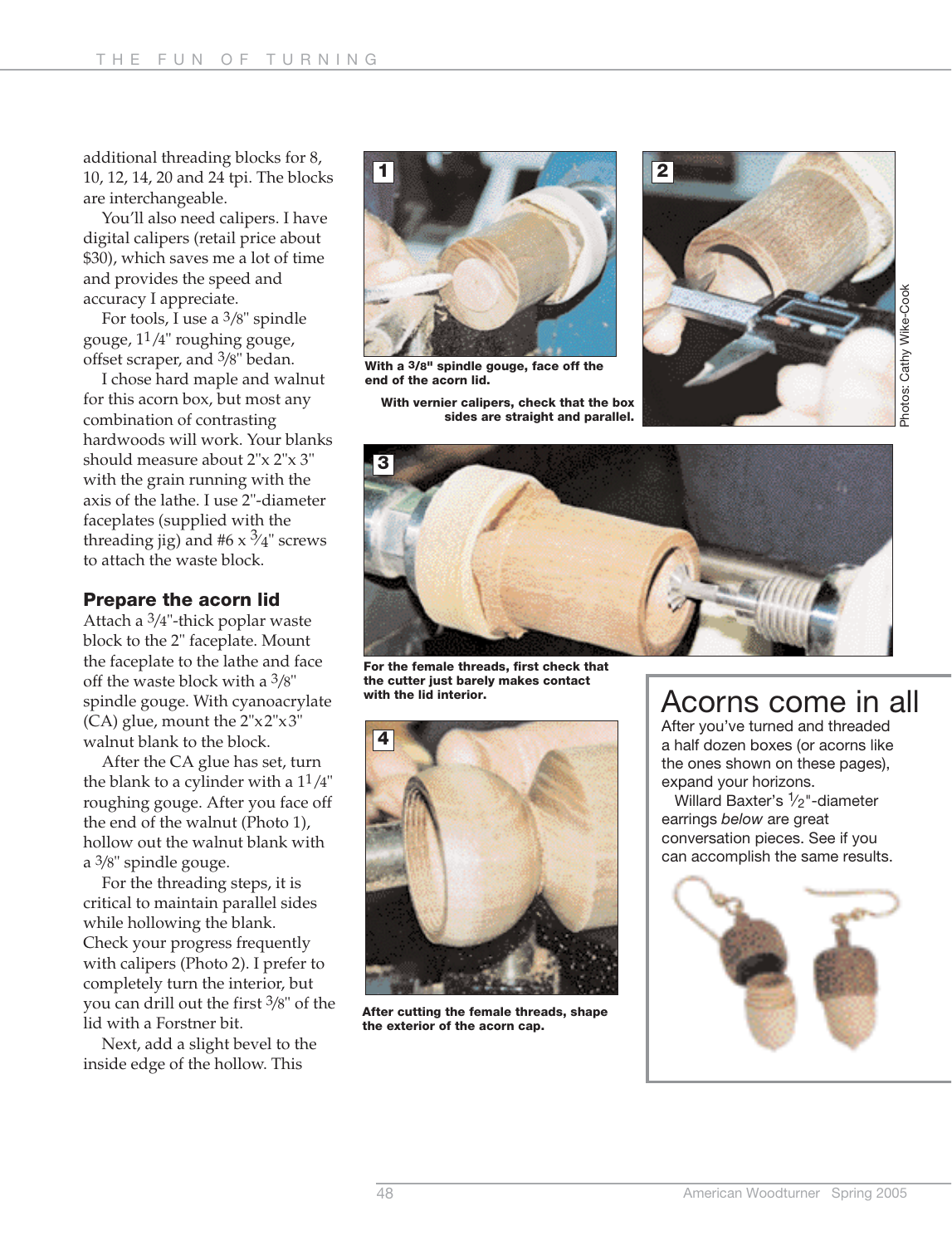additional threading blocks for 8, 10, 12, 14, 20 and 24 tpi. The blocks are interchangeable.

You'll also need calipers. I have digital calipers (retail price about $30), which saves me a lot of time and provides the speed and accuracy I appreciate.

For tools, I use a 3/8" spindle gouge, 1 1/4" roughing gouge, offset scraper, and 3/8" bedan.

I chose hard maple and walnut for this acorn box, but most any combination of contrasting hardwoods will work. Your blanks should measure about 2"x 2"x 3" with the grain running with the axis of the lathe. I use 2"-diameter faceplates (supplied with the threading jig) and #6 x 3/4" screws to attach the waste block.

## Prepare the acorn lid

Attach a 3/4"-thick poplar waste block to the 2" faceplate. Mount the faceplate to the lathe and face off the waste block with a 3/8" spindle gouge. With cyanoacrylate (CA) glue, mount the 2"x2"x3" walnut blank to the block.

After the CA glue has set, turn the blank to a cylinder with a 1 1/4" roughing gouge. After you face off the end of the walnut (Photo 1), hollow out the walnut blank with a 3/8" spindle gouge.

For the threading steps, it is critical to maintain parallel sides while hollowing the blank. Check your progress frequently with calipers (Photo 2). I prefer to completely turn the interior, but you can drill out the first 3/8" of the lid with a Forstner bit.

Next, add a slight bevel to the inside edge of the hollow. This

**1** With a 3/8" spindle gouge, face off the end of the acorn lid.

**2** With vernier calipers, check that the box sides are straight and parallel.

Photos: Cathy Wike-Cook

**3** For the female threads, first check that the cutter just barely makes contact with the lid interior.

**4** After cutting the female threads, shape the exterior of the acorn cap.

## Acorns come in all

After you've turned and threaded a half dozen boxes (or acorns like the ones shown on these pages), expand your horizons.

Willard Baxter's 1/2"-diameter earrings *below* are great conversation pieces. See if you can accomplish the same results.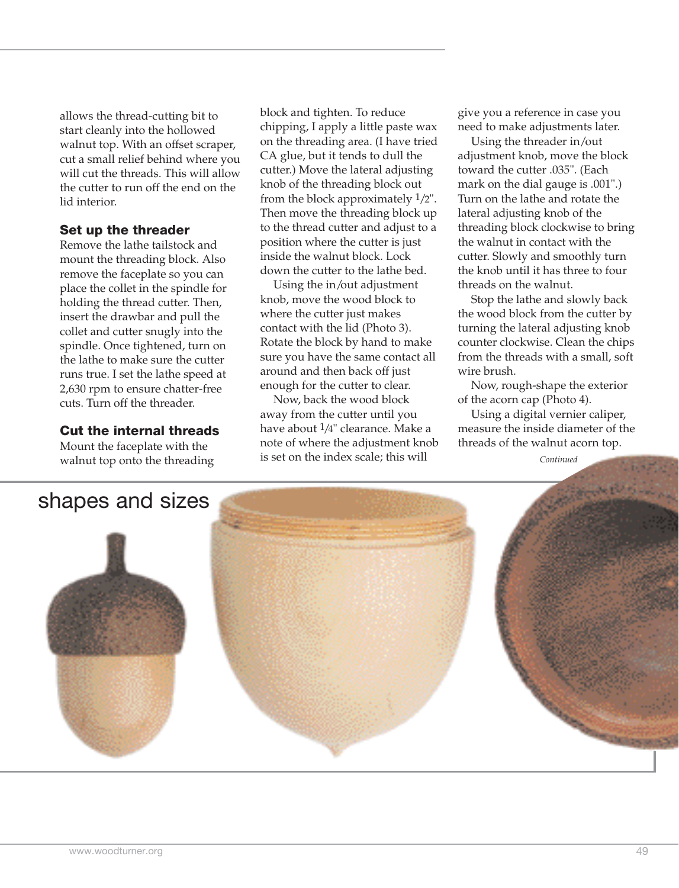allows the thread-cutting bit to start cleanly into the hollowed walnut top. With an offset scraper, cut a small relief behind where you will cut the threads. This will allow the cutter to run off the end on the lid interior.

### Set up the threader

Remove the lathe tailstock and mount the threading block. Also remove the faceplate so you can place the collet in the spindle for holding the thread cutter. Then, insert the drawbar and pull the collet and cutter snugly into the spindle. Once tightened, turn on the lathe to make sure the cutter runs true. I set the lathe speed at 2,630 rpm to ensure chatter-free cuts. Turn off the threader.

### Cut the internal threads

Mount the faceplate with the walnut top onto the threading block and tighten. To reduce chipping, I apply a little paste wax on the threading area. (I have tried CA glue, but it tends to dull the cutter.) Move the lateral adjusting knob of the threading block out from the block approximately 1/2". Then move the threading block up to the thread cutter and adjust to a position where the cutter is just inside the walnut block. Lock down the cutter to the lathe bed.

Using the in/out adjustment knob, move the wood block to where the cutter just makes contact with the lid (Photo 3). Rotate the block by hand to make sure you have the same contact all around and then back off just enough for the cutter to clear.

Now, back the wood block away from the cutter until you have about 1/4" clearance. Make a note of where the adjustment knob is set on the index scale; this will give you a reference in case you need to make adjustments later.

Using the threader in/out adjustment knob, move the block toward the cutter .035". (Each mark on the dial gauge is .001".) Turn on the lathe and rotate the lateral adjusting knob of the threading block clockwise to bring the walnut in contact with the cutter. Slowly and smoothly turn the knob until it has three to four threads on the walnut.

Stop the lathe and slowly back the wood block from the cutter by turning the lateral adjusting knob counter clockwise. Clean the chips from the threads with a small, soft wire brush.

Now, rough-shape the exterior of the acorn cap (Photo 4).

Using a digital vernier caliper, measure the inside diameter of the threads of the walnut acorn top.

*Continued*

shapes and sizes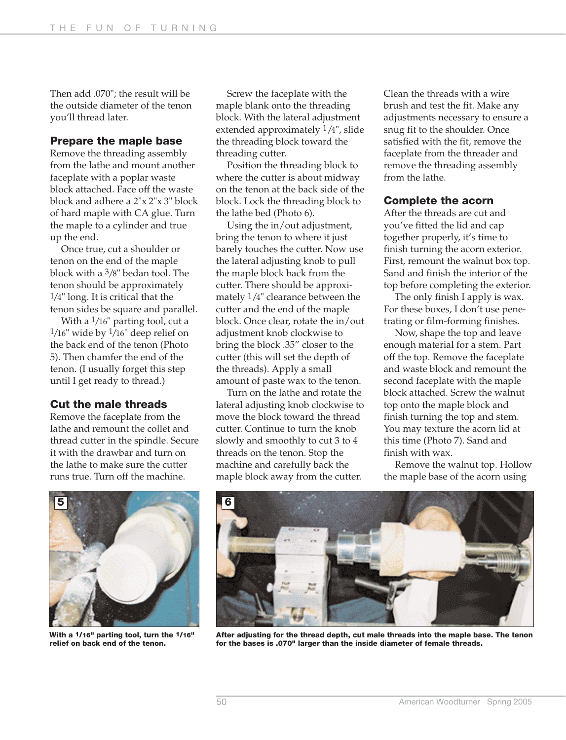Then add .070"; the result will be the outside diameter of the tenon you'll thread later.

### Prepare the maple base

Remove the threading assembly from the lathe and mount another faceplate with a poplar waste block attached. Face off the waste block and adhere a 2"x 2"x 3" block of hard maple with CA glue. Turn the maple to a cylinder and true up the end.

Once true, cut a shoulder or tenon on the end of the maple block with a 3/8" bedan tool. The tenon should be approximately 1/4" long. It is critical that the tenon sides be square and parallel.

With a 1/16" parting tool, cut a 1/16" wide by 1/16" deep relief on the back end of the tenon (Photo 5). Then chamfer the end of the tenon. (I usually forget this step until I get ready to thread.)

### Cut the male threads

Remove the faceplate from the lathe and remount the collet and thread cutter in the spindle. Secure it with the drawbar and turn on the lathe to make sure the cutter runs true. Turn off the machine.

Screw the faceplate with the maple blank onto the threading block. With the lateral adjustment extended approximately 1/4", slide the threading block toward the threading cutter.

Position the threading block to where the cutter is about midway on the tenon at the back side of the block. Lock the threading block to the lathe bed (Photo 6).

Using the in/out adjustment, bring the tenon to where it just barely touches the cutter. Now use the lateral adjusting knob to pull the maple block back from the cutter. There should be approximately 1/4" clearance between the cutter and the end of the maple block. Once clear, rotate the in/out adjustment knob clockwise to bring the block .35" closer to the cutter (this will set the depth of the threads). Apply a small amount of paste wax to the tenon.

Turn on the lathe and rotate the lateral adjusting knob clockwise to move the block toward the thread cutter. Continue to turn the knob slowly and smoothly to cut 3 to 4 threads on the tenon. Stop the machine and carefully back the maple block away from the cutter. Clean the threads with a wire brush and test the fit. Make any adjustments necessary to ensure a snug fit to the shoulder. Once satisfied with the fit, remove the faceplate from the threader and remove the threading assembly from the lathe.

### Complete the acorn

After the threads are cut and you've fitted the lid and cap together properly, it's time to finish turning the acorn exterior. First, remount the walnut box top. Sand and finish the interior of the top before completing the exterior.

The only finish I apply is wax. For these boxes, I don't use penetrating or film-forming finishes.

Now, shape the top and leave enough material for a stem. Part off the top. Remove the faceplate and waste block and remount the second faceplate with the maple block attached. Screw the walnut top onto the maple block and finish turning the top and stem. You may texture the acorn lid at this time (Photo 7). Sand and finish with wax.

Remove the walnut top. Hollow the maple base of the acorn using

**5** With a 1/16" parting tool, turn the 1/16" relief on back end of the tenon.

**6** After adjusting for the thread depth, cut male threads into the maple base. The tenon for the bases is .070" larger than the inside diameter of female threads.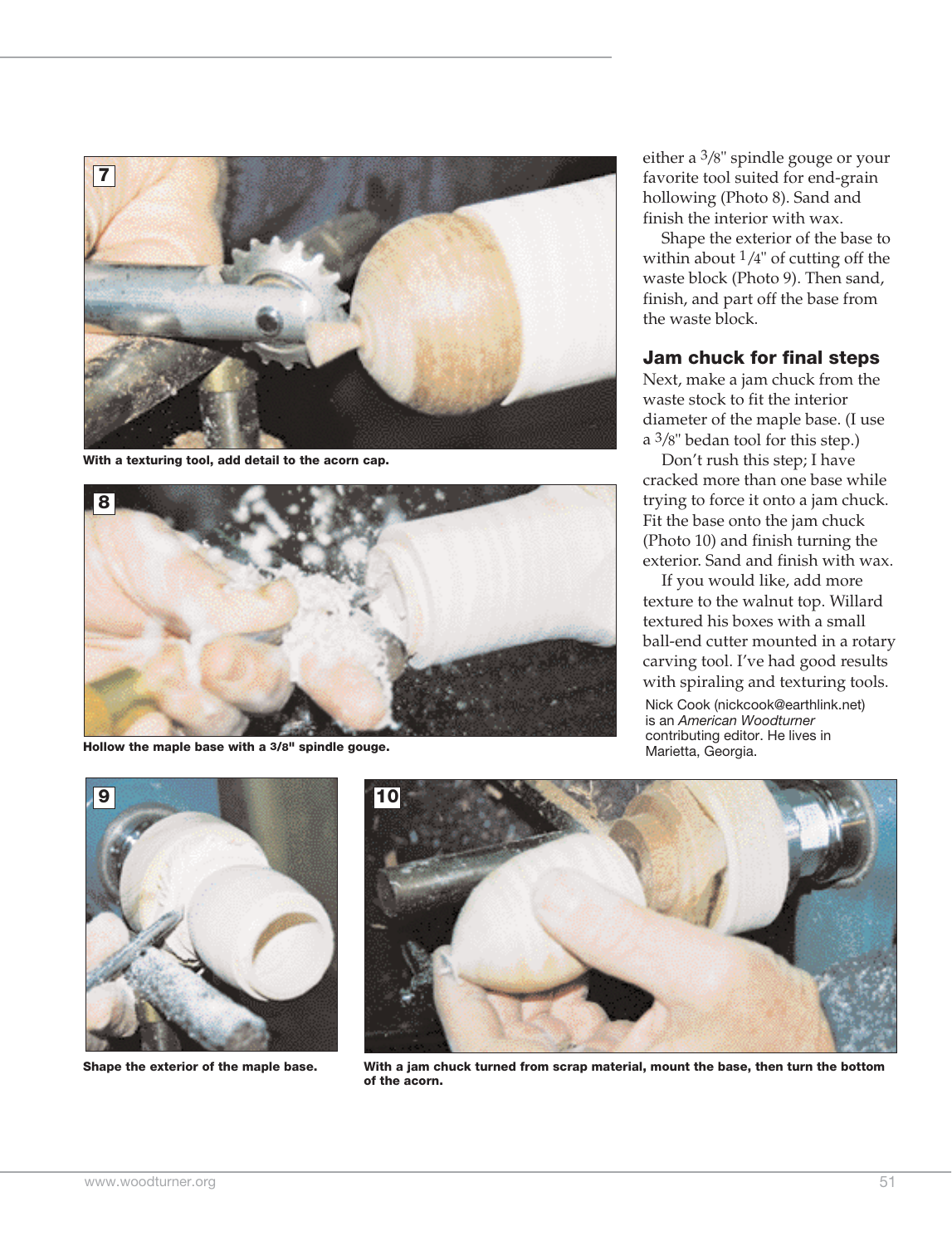With a texturing tool, add detail to the acorn cap.

Hollow the maple base with a 3/8" spindle gouge.

either a 3/8" spindle gouge or your favorite tool suited for end-grain hollowing (Photo 8). Sand and finish the interior with wax.

Shape the exterior of the base to within about 1/4" of cutting off the waste block (Photo 9). Then sand, finish, and part off the base from the waste block.

### Jam chuck for final steps

Next, make a jam chuck from the waste stock to fit the interior diameter of the maple base. (I use a 3/8" bedan tool for this step.)

Don't rush this step; I have cracked more than one base while trying to force it onto a jam chuck. Fit the base onto the jam chuck (Photo 10) and finish turning the exterior. Sand and finish with wax.

If you would like, add more texture to the walnut top. Willard textured his boxes with a small ball-end cutter mounted in a rotary carving tool. I've had good results with spiraling and texturing tools.

Nick Cook (nickcook@earthlink.net) is an *American Woodturner* contributing editor. He lives in Marietta, Georgia.

Shape the exterior of the maple base.

With a jam chuck turned from scrap material, mount the base, then turn the bottom of the acorn.